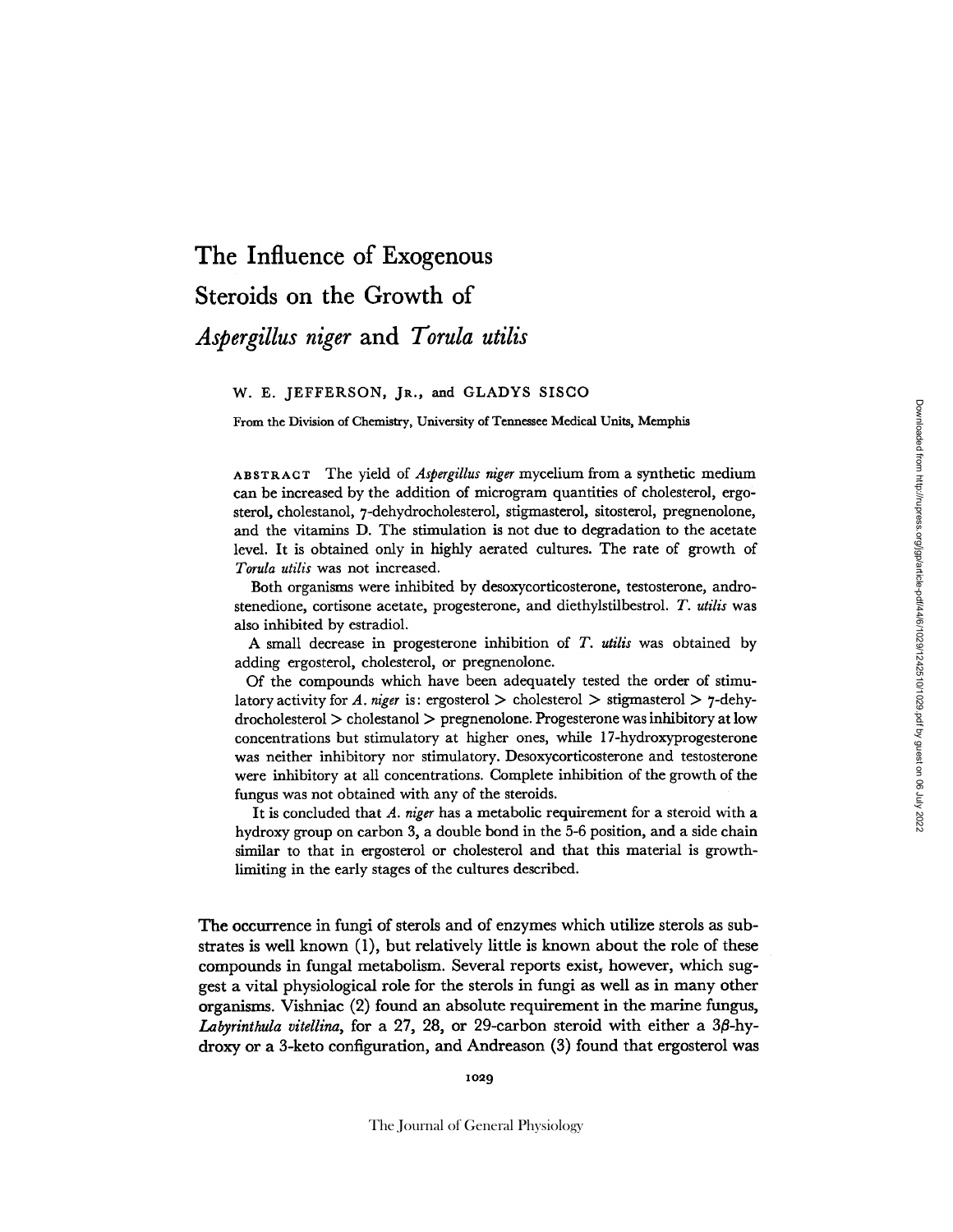# The Influence of Exogenous Steroids on the Growth of *Aspergillus niger* and *Torula utilis*

W. E. JEFFERSON, JR., and GLADYS SISCO

From the Division of Chemistry, University of Tennessee Medical Units, Memphis

ABSTRACT The yield of *Aspergillus niger* mycelium from a synthetic medium can be increased by the addition of microgram quantities of cholesterol, ergosterol, cholestanol, 7-dehydrocholesterol, stigmasterol, sitosterol, pregnenolone, and the vitamins D. The stimulation is not due to degradation to the acetate level. It is obtained only in highly aerated cultures. The rate of growth of *Torula utilis* was not increased.

Both organisms were inhibited by desoxycorticosterone, testosterone, androstenedione, cortisone acetate, progesterone, and diethylstilbestrol. *T. utilis* was also inhibited by estradiol.

A small decrease in progesterone inhibition of *T. utilis* was obtained by adding ergosterol, cholesterol, or pregnenolone.

Of the compounds which have been adequately tested the order of stimulatory activity for *A. niger* is: ergosterol > cholesterol > stigmasterol > 7-dehydrocholesterol > cholestanol > pregnenolone. Progesterone was inhibitory at low concentrations but stimulatory at higher ones, while 17-hydroxyprogesterone was neither inhibitory nor stimulatory. Desoxycorticosterone and testosterone were inhibitory at all concentrations. Complete inhibition of the growth of the fungus was not obtained with any of the steroids.

It is concluded that *A. niger* has a metabolic requirement for a steroid with a hydroxy group on carbon 3, a double bond in the 5-6 position, and a side chain similar to that in ergosterol or cholesterol and that this material is growth-limiting in the early stages of the cultures described.

The occurrence in fungi of sterols and of enzymes which utilize sterols as substrates is well known (1), but relatively little is known about the role of these compounds in fungal metabolism. Several reports exist, however, which suggest a vital physiological role for the sterols in fungi as well as in many other organisms. Vishniac (2) found an absolute requirement in the marine fungus, *Labyrinthula vitellina*, for a 27, 28, or 29-carbon steroid with either a 3β-hydroxy or a 3-keto configuration, and Andreason (3) found that ergosterol was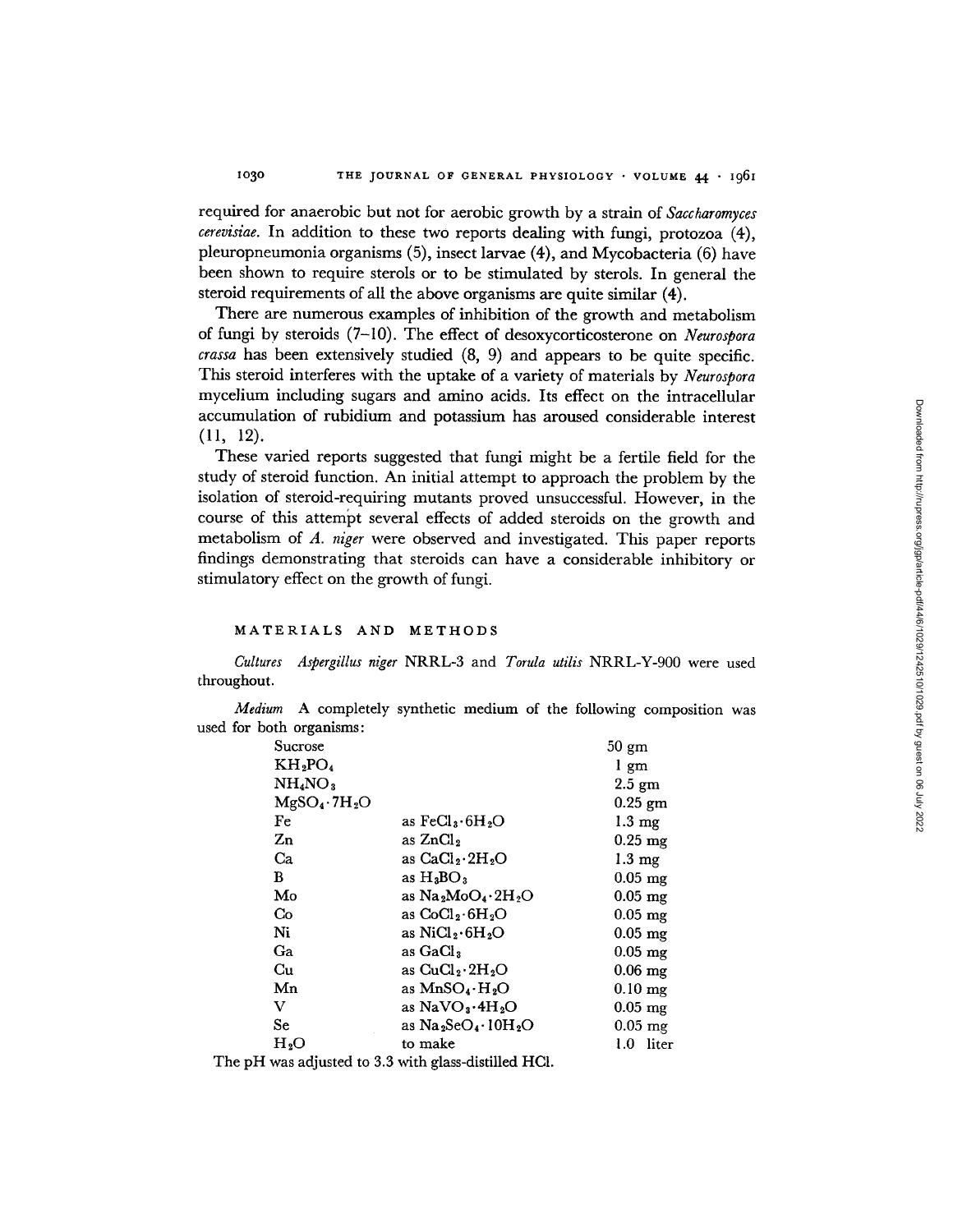required for anaerobic but not for aerobic growth by a strain of *Saccharomyces cerevisiae*. In addition to these two reports dealing with fungi, protozoa (4), pleuropneumonia organisms (5), insect larvae (4), and Mycobacteria (6) have been shown to require sterols or to be stimulated by sterols. In general the steroid requirements of all the above organisms are quite similar (4).

There are numerous examples of inhibition of the growth and metabolism of fungi by steroids (7–10). The effect of desoxycorticosterone on *Neurospora crassa* has been extensively studied (8, 9) and appears to be quite specific. This steroid interferes with the uptake of a variety of materials by *Neurospora* mycelium including sugars and amino acids. Its effect on the intracellular accumulation of rubidium and potassium has aroused considerable interest (11, 12).

These varied reports suggested that fungi might be a fertile field for the study of steroid function. An initial attempt to approach the problem by the isolation of steroid-requiring mutants proved unsuccessful. However, in the course of this attempt several effects of added steroids on the growth and metabolism of *A. niger* were observed and investigated. This paper reports findings demonstrating that steroids can have a considerable inhibitory or stimulatory effect on the growth of fungi.

## MATERIALS AND METHODS

*Cultures* *Aspergillus niger* NRRL-3 and *Torula utilis* NRRL-Y-900 were used throughout.

*Medium* A completely synthetic medium of the following composition was used for both organisms:

| | | |
|---|---|---|
| Sucrose | | 50 gm |
| $KH_2PO_4$ | | 1 gm |
| $NH_4NO_3$ | | 2.5 gm |
| $MgSO_4 \cdot 7H_2O$ | | 0.25 gm |
| Fe | as $FeCl_3 \cdot 6H_2O$ | 1.3 mg |
| Zn | as $ZnCl_2$ | 0.25 mg |
| Ca | as $CaCl_2 \cdot 2H_2O$ | 1.3 mg |
| B | as $H_3BO_3$ | 0.05 mg |
| Mo | as $Na_2MoO_4 \cdot 2H_2O$ | 0.05 mg |
| Co | as $CoCl_2 \cdot 6H_2O$ | 0.05 mg |
| Ni | as $NiCl_2 \cdot 6H_2O$ | 0.05 mg |
| Ga | as $GaCl_3$ | 0.05 mg |
| Cu | as $CuCl_2 \cdot 2H_2O$ | 0.06 mg |
| Mn | as $MnSO_4 \cdot H_2O$ | 0.10 mg |
| V | as $NaVO_3 \cdot 4H_2O$ | 0.05 mg |
| Se | as $Na_2SeO_4 \cdot 10H_2O$ | 0.05 mg |
| $H_2O$ | to make | 1.0 liter |

The pH was adjusted to 3.3 with glass-distilled HCl.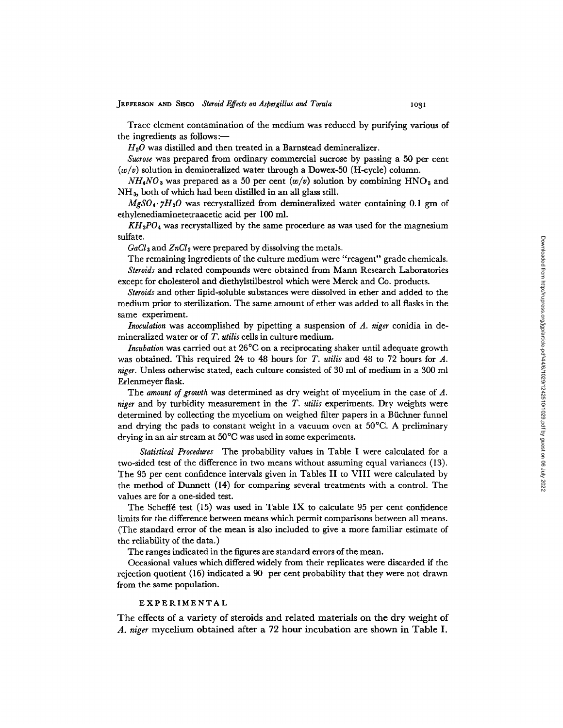Trace element contamination of the medium was reduced by purifying various of the ingredients as follows:—

*$H_2O$* was distilled and then treated in a Barnstead demineralizer.

*Sucrose* was prepared from ordinary commercial sucrose by passing a 50 per cent (*w/v*) solution in demineralized water through a Dowex-50 (H-cycle) column.

*$NH_4NO_3$* was prepared as a 50 per cent (*w/v*) solution by combining $HNO_3$ and $NH_3$, both of which had been distilled in an all glass still.

*$MgSO_4 \cdot 7H_2O$* was recrystallized from demineralized water containing 0.1 gm of ethylenediaminetetraacetic acid per 100 ml.

*$KH_2PO_4$* was recrystallized by the same procedure as was used for the magnesium sulfate.

*$GaCl_3$* and *$ZnCl_2$* were prepared by dissolving the metals.

The remaining ingredients of the culture medium were "reagent" grade chemicals.

*Steroids* and related compounds were obtained from Mann Research Laboratories except for cholesterol and diethylstilbestrol which were Merck and Co. products.

*Steroids* and other lipid-soluble substances were dissolved in ether and added to the medium prior to sterilization. The same amount of ether was added to all flasks in the same experiment.

*Inoculation* was accomplished by pipetting a suspension of *A. niger* conidia in demineralized water or of *T. utilis* cells in culture medium.

*Incubation* was carried out at 26°C on a reciprocating shaker until adequate growth was obtained. This required 24 to 48 hours for *T. utilis* and 48 to 72 hours for *A. niger*. Unless otherwise stated, each culture consisted of 30 ml of medium in a 300 ml Erlenmeyer flask.

The *amount of growth* was determined as dry weight of mycelium in the case of *A. niger* and by turbidity measurement in the *T. utilis* experiments. Dry weights were determined by collecting the mycelium on weighed filter papers in a Büchner funnel and drying the pads to constant weight in a vacuum oven at 50°C. A preliminary drying in an air stream at 50°C was used in some experiments.

*Statistical Procedures* The probability values in Table I were calculated for a two-sided test of the difference in two means without assuming equal variances (13). The 95 per cent confidence intervals given in Tables II to VIII were calculated by the method of Dunnett (14) for comparing several treatments with a control. The values are for a one-sided test.

The Scheffé test (15) was used in Table IX to calculate 95 per cent confidence limits for the difference between means which permit comparisons between all means. (The standard error of the mean is also included to give a more familiar estimate of the reliability of the data.)

The ranges indicated in the figures are standard errors of the mean.

Occasional values which differed widely from their replicates were discarded if the rejection quotient (16) indicated a 90 per cent probability that they were not drawn from the same population.

## EXPERIMENTAL

The effects of a variety of steroids and related materials on the dry weight of *A. niger* mycelium obtained after a 72 hour incubation are shown in Table I.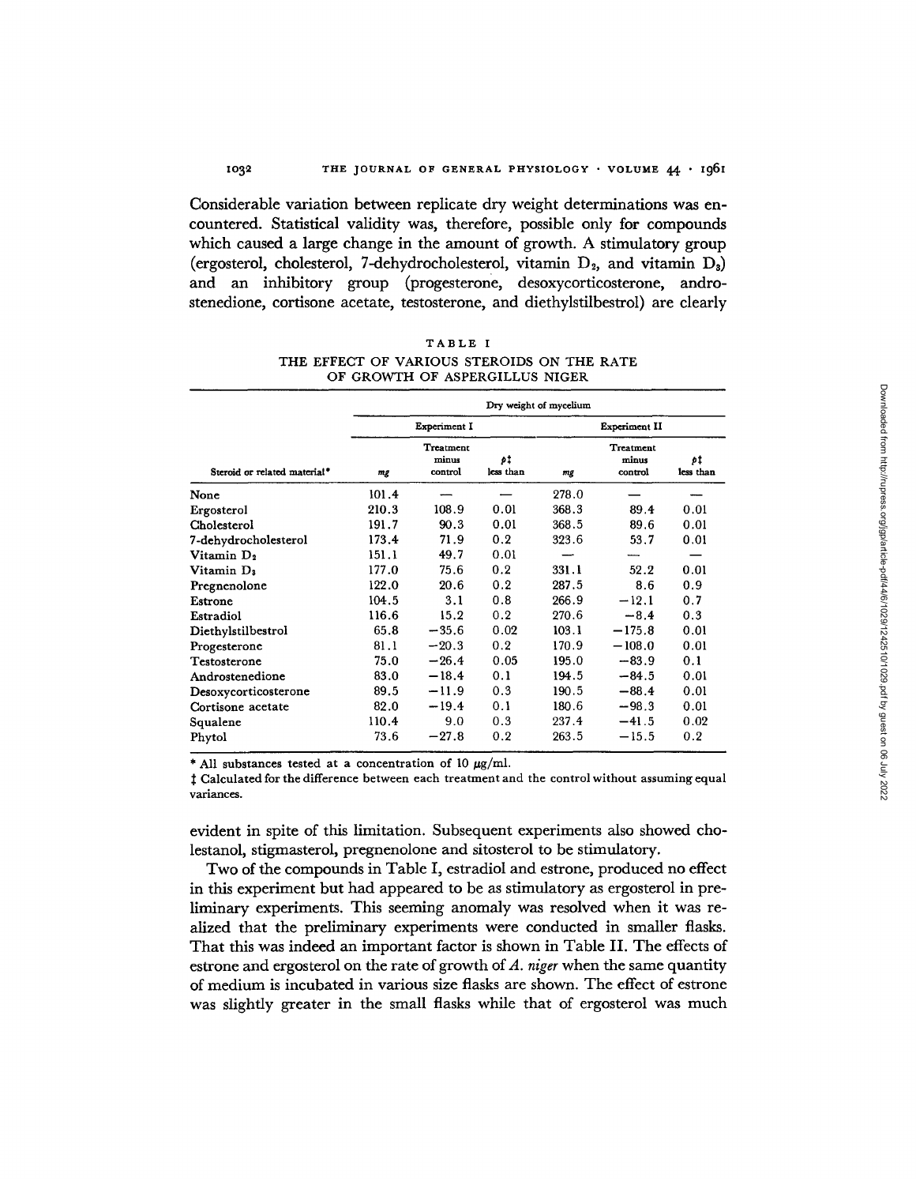Considerable variation between replicate dry weight determinations was encountered. Statistical validity was, therefore, possible only for compounds which caused a large change in the amount of growth. A stimulatory group (ergosterol, cholesterol, 7-dehydrocholesterol, vitamin $D_2$, and vitamin $D_3$) and an inhibitory group (progesterone, desoxycorticosterone, androstenedione, cortisone acetate, testosterone, and diethylstilbestrol) are clearly evident in spite of this limitation. Subsequent experiments also showed cholestanol, stigmasterol, pregnenolone and sitosterol to be stimulatory.

TABLE I

THE EFFECT OF VARIOUS STEROIDS ON THE RATE OF GROWTH OF ASPERGILLUS NIGER

| | Dry weight of mycelium | | | | | |
|---|---|---|---|---|---|---|
| | Experiment I | | | Experiment II | | |
| Steroid or related material* | mg | Treatment minus control | p‡ less than | mg | Treatment minus control | p‡ less than |
| None | 101.4 | — | — | 278.0 | — | — |
| Ergosterol | 210.3 | 108.9 | 0.01 | 368.3 | 89.4 | 0.01 |
| Cholesterol | 191.7 | 90.3 | 0.01 | 368.5 | 89.6 | 0.01 |
| 7-dehydrocholesterol | 173.4 | 71.9 | 0.2 | 323.6 | 53.7 | 0.01 |
| Vitamin $D_2$ | 151.1 | 49.7 | 0.01 | — | — | — |
| Vitamin $D_3$ | 177.0 | 75.6 | 0.2 | 331.1 | 52.2 | 0.01 |
| Pregnenolone | 122.0 | 20.6 | 0.2 | 287.5 | 8.6 | 0.9 |
| Estrone | 104.5 | 3.1 | 0.8 | 266.9 | −12.1 | 0.7 |
| Estradiol | 116.6 | 15.2 | 0.2 | 270.6 | −8.4 | 0.3 |
| Diethylstilbestrol | 65.8 | −35.6 | 0.02 | 103.1 | −175.8 | 0.01 |
| Progesterone | 81.1 | −20.3 | 0.2 | 170.9 | −108.0 | 0.01 |
| Testosterone | 75.0 | −26.4 | 0.05 | 195.0 | −83.9 | 0.1 |
| Androstenedione | 83.0 | −18.4 | 0.1 | 194.5 | −84.5 | 0.01 |
| Desoxycorticosterone | 89.5 | −11.9 | 0.3 | 190.5 | −88.4 | 0.01 |
| Cortisone acetate | 82.0 | −19.4 | 0.1 | 180.6 | −98.3 | 0.01 |
| Squalene | 110.4 | 9.0 | 0.3 | 237.4 | −41.5 | 0.02 |
| Phytol | 73.6 | −27.8 | 0.2 | 263.5 | −15.5 | 0.2 |

\* All substances tested at a concentration of 10 μg/ml.

‡ Calculated for the difference between each treatment and the control without assuming equal variances.

Two of the compounds in Table I, estradiol and estrone, produced no effect in this experiment but had appeared to be as stimulatory as ergosterol in preliminary experiments. This seeming anomaly was resolved when it was realized that the preliminary experiments were conducted in smaller flasks. That this was indeed an important factor is shown in Table II. The effects of estrone and ergosterol on the rate of growth of *A. niger* when the same quantity of medium is incubated in various size flasks are shown. The effect of estrone was slightly greater in the small flasks while that of ergosterol was much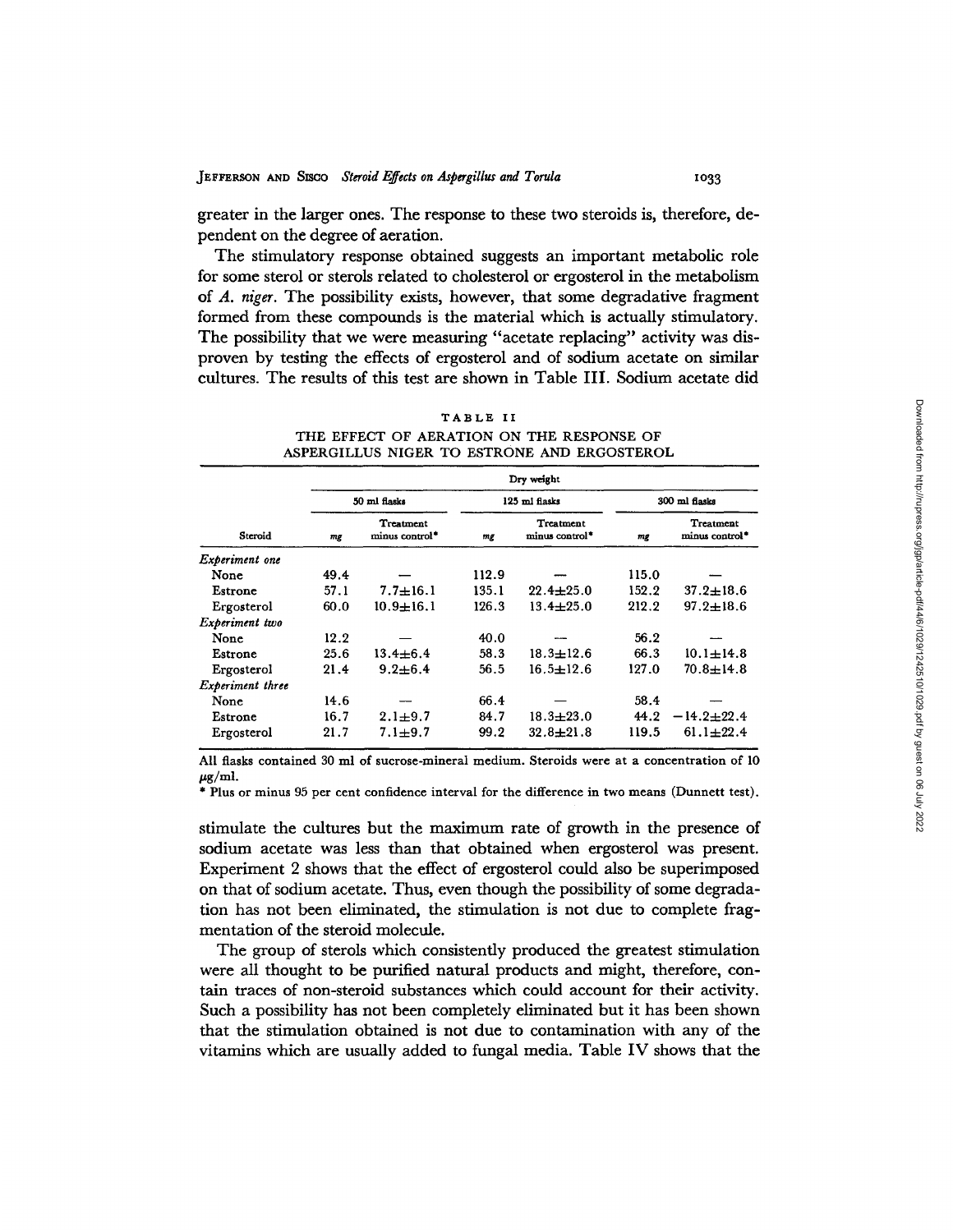greater in the larger ones. The response to these two steroids is, therefore, dependent on the degree of aeration.

The stimulatory response obtained suggests an important metabolic role for some sterol or sterols related to cholesterol or ergosterol in the metabolism of *A. niger*. The possibility exists, however, that some degradative fragment formed from these compounds is the material which is actually stimulatory. The possibility that we were measuring "acetate replacing" activity was disproven by testing the effects of ergosterol and of sodium acetate on similar cultures. The results of this test are shown in Table III. Sodium acetate did

TABLE II

THE EFFECT OF AERATION ON THE RESPONSE OF ASPERGILLUS NIGER TO ESTRONE AND ERGOSTEROL

| | Dry weight | | | | | |
|---|---|---|---|---|---|---|
| | 50 ml flasks | | 125 ml flasks | | 300 ml flasks | |
| Steroid | *mg* | Treatment minus control* | *mg* | Treatment minus control* | *mg* | Treatment minus control* |
| *Experiment one* | | | | | | |
| None | 49.4 | — | 112.9 | — | 115.0 | — |
| Estrone | 57.1 | 7.7±16.1 | 135.1 | 22.4±25.0 | 152.2 | 37.2±18.6 |
| Ergosterol | 60.0 | 10.9±16.1 | 126.3 | 13.4±25.0 | 212.2 | 97.2±18.6 |
| *Experiment two* | | | | | | |
| None | 12.2 | — | 40.0 | — | 56.2 | — |
| Estrone | 25.6 | 13.4±6.4 | 58.3 | 18.3±12.6 | 66.3 | 10.1±14.8 |
| Ergosterol | 21.4 | 9.2±6.4 | 56.5 | 16.5±12.6 | 127.0 | 70.8±14.8 |
| *Experiment three* | | | | | | |
| None | 14.6 | — | 66.4 | — | 58.4 | — |
| Estrone | 16.7 | 2.1±9.7 | 84.7 | 18.3±23.0 | 44.2 | −14.2±22.4 |
| Ergosterol | 21.7 | 7.1±9.7 | 99.2 | 32.8±21.8 | 119.5 | 61.1±22.4 |

All flasks contained 30 ml of sucrose-mineral medium. Steroids were at a concentration of 10 μg/ml.

\* Plus or minus 95 per cent confidence interval for the difference in two means (Dunnett test).

stimulate the cultures but the maximum rate of growth in the presence of sodium acetate was less than that obtained when ergosterol was present. Experiment 2 shows that the effect of ergosterol could also be superimposed on that of sodium acetate. Thus, even though the possibility of some degradation has not been eliminated, the stimulation is not due to complete fragmentation of the steroid molecule.

The group of sterols which consistently produced the greatest stimulation were all thought to be purified natural products and might, therefore, contain traces of non-steroid substances which could account for their activity. Such a possibility has not been completely eliminated but it has been shown that the stimulation obtained is not due to contamination with any of the vitamins which are usually added to fungal media. Table IV shows that the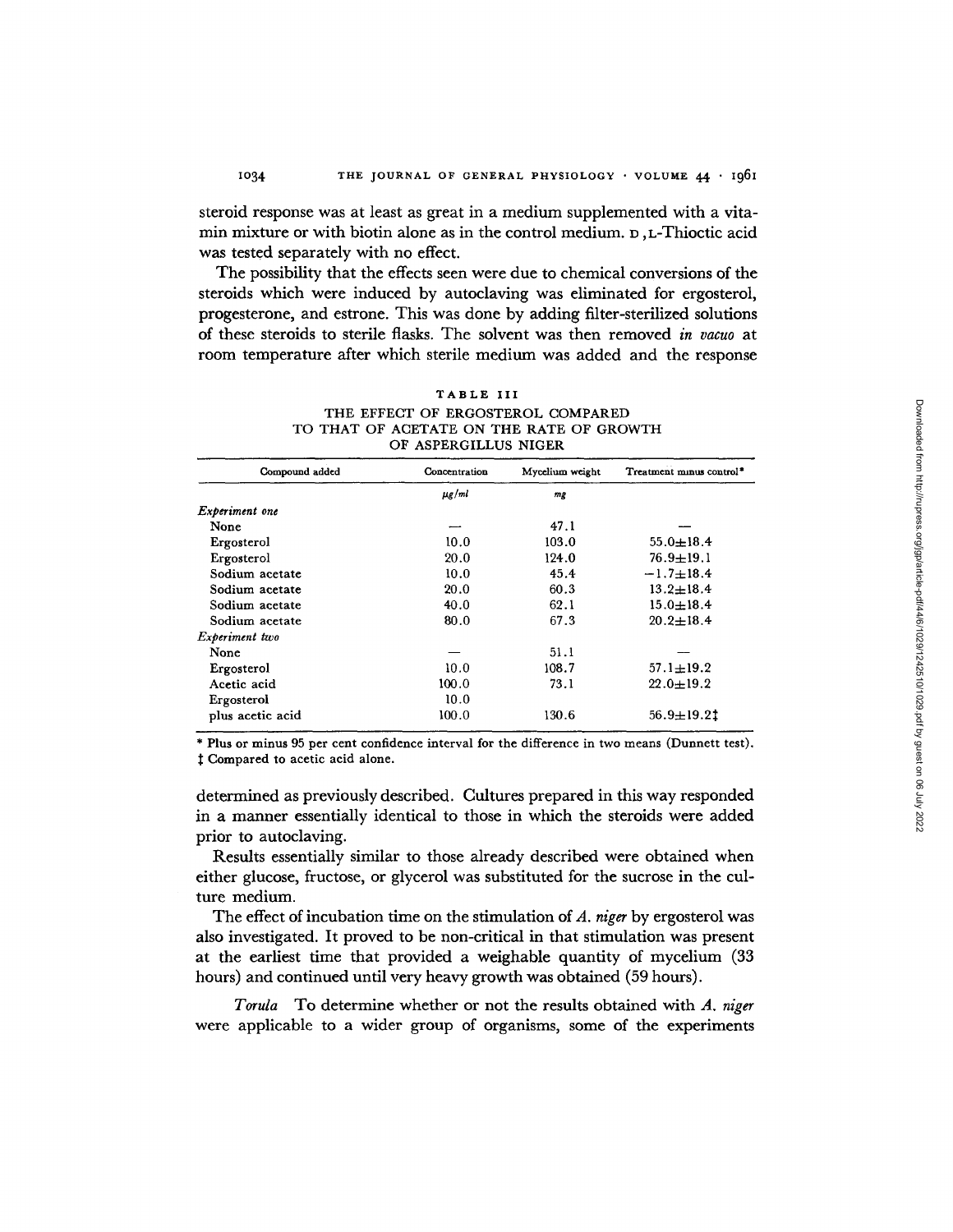steroid response was at least as great in a medium supplemented with a vitamin mixture or with biotin alone as in the control medium. D,L-Thioctic acid was tested separately with no effect.

The possibility that the effects seen were due to chemical conversions of the steroids which were induced by autoclaving was eliminated for ergosterol, progesterone, and estrone. This was done by adding filter-sterilized solutions of these steroids to sterile flasks. The solvent was then removed *in vacuo* at room temperature after which sterile medium was added and the response determined as previously described. Cultures prepared in this way responded in a manner essentially identical to those in which the steroids were added prior to autoclaving.

TABLE III

THE EFFECT OF ERGOSTEROL COMPARED TO THAT OF ACETATE ON THE RATE OF GROWTH OF ASPERGILLUS NIGER

| Compound added | Concentration | Mycelium weight | Treatment minus control* |
|---|---|---|---|
| | $\mu g/ml$ | mg | |
| *Experiment one* | | | |
| None | — | 47.1 | — |
| Ergosterol | 10.0 | 103.0 | $55.0 \pm 18.4$ |
| Ergosterol | 20.0 | 124.0 | $76.9 \pm 19.1$ |
| Sodium acetate | 10.0 | 45.4 | $-1.7 \pm 18.4$ |
| Sodium acetate | 20.0 | 60.3 | $13.2 \pm 18.4$ |
| Sodium acetate | 40.0 | 62.1 | $15.0 \pm 18.4$ |
| Sodium acetate | 80.0 | 67.3 | $20.2 \pm 18.4$ |
| *Experiment two* | | | |
| None | — | 51.1 | — |
| Ergosterol | 10.0 | 108.7 | $57.1 \pm 19.2$ |
| Acetic acid | 100.0 | 73.1 | $22.0 \pm 19.2$ |
| Ergosterol plus acetic acid | 10.0 100.0 | 130.6 | $56.9 \pm 19.2$‡ |

\* Plus or minus 95 per cent confidence interval for the difference in two means (Dunnett test).
‡ Compared to acetic acid alone.

Results essentially similar to those already described were obtained when either glucose, fructose, or glycerol was substituted for the sucrose in the culture medium.

The effect of incubation time on the stimulation of *A. niger* by ergosterol was also investigated. It proved to be non-critical in that stimulation was present at the earliest time that provided a weighable quantity of mycelium (33 hours) and continued until very heavy growth was obtained (59 hours).

*Torula* To determine whether or not the results obtained with *A. niger* were applicable to a wider group of organisms, some of the experiments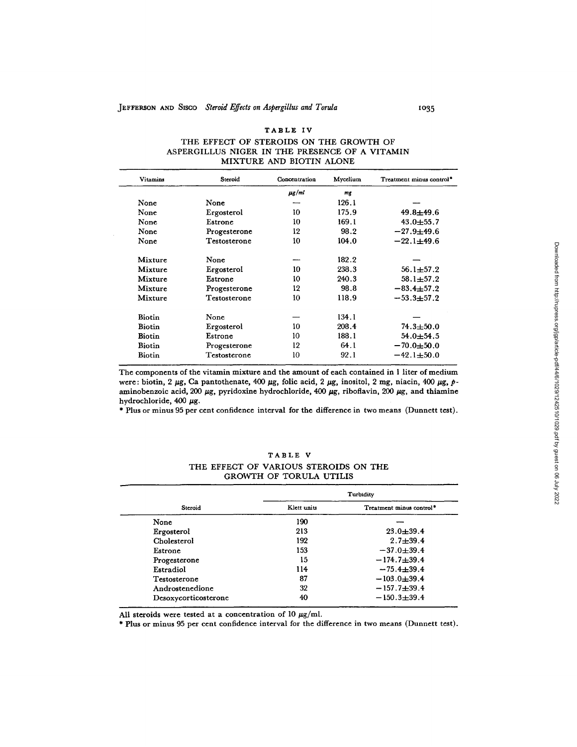**TABLE IV**

**THE EFFECT OF STEROIDS ON THE GROWTH OF ASPERGILLUS NIGER IN THE PRESENCE OF A VITAMIN MIXTURE AND BIOTIN ALONE**

| Vitamins | Steroid | Concentration | Mycelium | Treatment minus control* |
|---|---|---|---|---|
| | | $\mu g/ml$ | mg | |
| None | None | — | 126.1 | — |
| None | Ergosterol | 10 | 175.9 | 49.8±49.6 |
| None | Estrone | 10 | 169.1 | 43.0±55.7 |
| None | Progesterone | 12 | 98.2 | −27.9±49.6 |
| None | Testosterone | 10 | 104.0 | −22.1±49.6 |
| Mixture | None | — | 182.2 | — |
| Mixture | Ergosterol | 10 | 238.3 | 56.1±57.2 |
| Mixture | Estrone | 10 | 240.3 | 58.1±57.2 |
| Mixture | Progesterone | 12 | 98.8 | −83.4±57.2 |
| Mixture | Testosterone | 10 | 118.9 | −53.3±57.2 |
| Biotin | None | — | 134.1 | — |
| Biotin | Ergosterol | 10 | 208.4 | 74.3±50.0 |
| Biotin | Estrone | 10 | 188.1 | 54.0±54.5 |
| Biotin | Progesterone | 12 | 64.1 | −70.0±50.0 |
| Biotin | Testosterone | 10 | 92.1 | −42.1±50.0 |

The components of the vitamin mixture and the amount of each contained in 1 liter of medium were: biotin, 2 $\mu g$, Ca pantothenate, 400 $\mu g$, folic acid, 2 $\mu g$, inositol, 2 mg, niacin, 400 $\mu g$, *p*-aminobenzoic acid, 200 $\mu g$, pyridoxine hydrochloride, 400 $\mu g$, riboflavin, 200 $\mu g$, and thiamine hydrochloride, 400 $\mu g$.

\* Plus or minus 95 per cent confidence interval for the difference in two means (Dunnett test).

**TABLE V**

**THE EFFECT OF VARIOUS STEROIDS ON THE GROWTH OF TORULA UTILIS**

| | Turbidity | |
|---|---|---|
| Steroid | Klett units | Treatment minus control* |
| None | 190 | — |
| Ergosterol | 213 | 23.0±39.4 |
| Cholesterol | 192 | 2.7±39.4 |
| Estrone | 153 | −37.0±39.4 |
| Progesterone | 15 | −174.7±39.4 |
| Estradiol | 114 | −75.4±39.4 |
| Testosterone | 87 | −103.0±39.4 |
| Androstenedione | 32 | −157.7±39.4 |
| Desoxycorticosterone | 40 | −150.3±39.4 |

All steroids were tested at a concentration of 10 $\mu g/ml$.

\* Plus or minus 95 per cent confidence interval for the difference in two means (Dunnett test).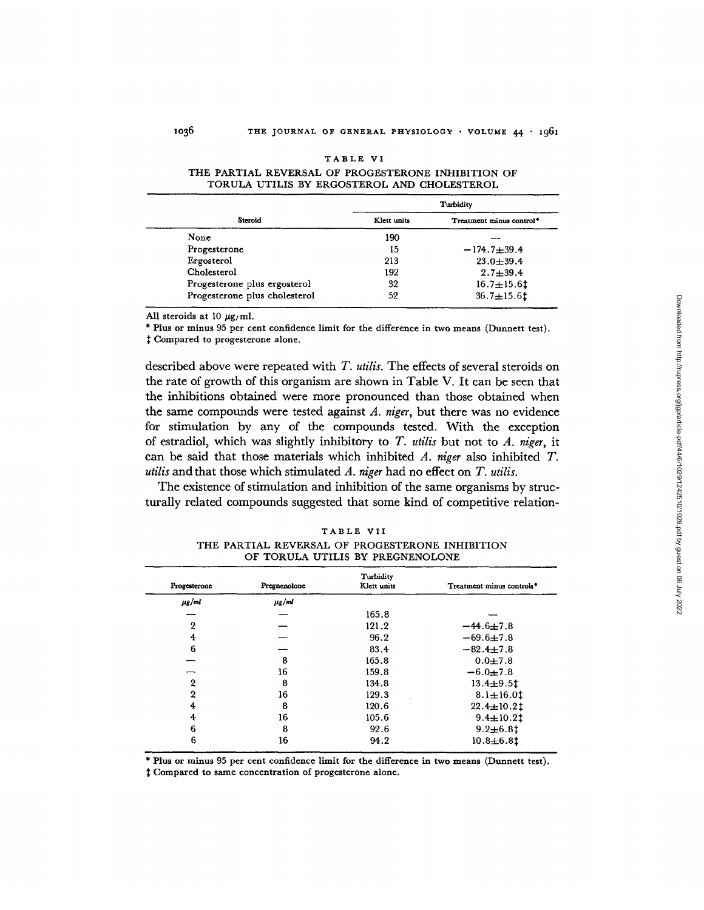TABLE VI

THE PARTIAL REVERSAL OF PROGESTERONE INHIBITION OF TORULA UTILIS BY ERGOSTEROL AND CHOLESTEROL

| Steroid | Turbidity | |
|---|---|---|
| | Klett units | Treatment minus control* |
| None | 190 | — |
| Progesterone | 15 | $-174.7\pm39.4$ |
| Ergosterol | 213 | $23.0\pm39.4$ |
| Cholesterol | 192 | $2.7\pm39.4$ |
| Progesterone plus ergosterol | 32 | $16.7\pm15.6$‡ |
| Progesterone plus cholesterol | 52 | $36.7\pm15.6$‡ |

All steroids at 10 $\mu$g/ml.

\* Plus or minus 95 per cent confidence limit for the difference in two means (Dunnett test).

‡ Compared to progesterone alone.

described above were repeated with *T. utilis*. The effects of several steroids on the rate of growth of this organism are shown in Table V. It can be seen that the inhibitions obtained were more pronounced than those obtained when the same compounds were tested against *A. niger*, but there was no evidence for stimulation by any of the compounds tested. With the exception of estradiol, which was slightly inhibitory to *T. utilis* but not to *A. niger*, it can be said that those materials which inhibited *A. niger* also inhibited *T. utilis* and that those which stimulated *A. niger* had no effect on *T. utilis*.

The existence of stimulation and inhibition of the same organisms by structurally related compounds suggested that some kind of competitive relation-

TABLE VII

THE PARTIAL REVERSAL OF PROGESTERONE INHIBITION OF TORULA UTILIS BY PREGNENOLONE

| Progesterone | Pregnenolone | Turbidity Klett units | Treatment minus controls* |
|---|---|---|---|
| $\mu$g/ml | $\mu$g/ml | | |
| — | — | 165.8 | — |
| 2 | — | 121.2 | $-44.6\pm7.8$ |
| 4 | — | 96.2 | $-69.6\pm7.8$ |
| 6 | — | 83.4 | $-82.4\pm7.8$ |
| — | 8 | 165.8 | $0.0\pm7.8$ |
| — | 16 | 159.8 | $-6.0\pm7.8$ |
| 2 | 8 | 134.8 | $13.4\pm9.5$‡ |
| 2 | 16 | 129.3 | $8.1\pm16.0$‡ |
| 4 | 8 | 120.6 | $22.4\pm10.2$‡ |
| 4 | 16 | 105.6 | $9.4\pm10.2$‡ |
| 6 | 8 | 92.6 | $9.2\pm6.8$‡ |
| 6 | 16 | 94.2 | $10.8\pm6.8$‡ |

\* Plus or minus 95 per cent confidence limit for the difference in two means (Dunnett test).

‡ Compared to same concentration of progesterone alone.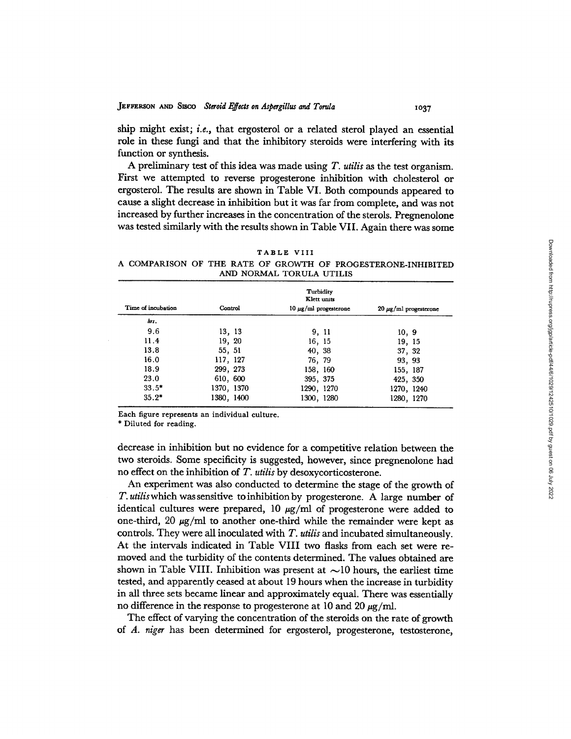ship might exist; *i.e.*, that ergosterol or a related sterol played an essential role in these fungi and that the inhibitory steroids were interfering with its function or synthesis.

A preliminary test of this idea was made using *T. utilis* as the test organism. First we attempted to reverse progesterone inhibition with cholesterol or ergosterol. The results are shown in Table VI. Both compounds appeared to cause a slight decrease in inhibition but it was far from complete, and was not increased by further increases in the concentration of the sterols. Pregnenolone was tested similarly with the results shown in Table VII. Again there was some

TABLE VIII

A COMPARISON OF THE RATE OF GROWTH OF PROGESTERONE-INHIBITED AND NORMAL TORULA UTILIS

| Time of incubation | Turbidity Klett units Control | 10 μg/ml progesterone | 20 μg/ml progesterone |
|---|---|---|---|
| *hrs.* | | | |
| 9.6 | 13, 13 | 9, 11 | 10, 9 |
| 11.4 | 19, 20 | 16, 15 | 19, 15 |
| 13.8 | 55, 51 | 40, 38 | 37, 32 |
| 16.0 | 117, 127 | 76, 79 | 93, 93 |
| 18.9 | 299, 273 | 158, 160 | 155, 187 |
| 23.0 | 610, 600 | 395, 375 | 425, 350 |
| 33.5* | 1370, 1370 | 1290, 1270 | 1270, 1240 |
| 35.2* | 1380, 1400 | 1300, 1280 | 1280, 1270 |

Each figure represents an individual culture.

\* Diluted for reading.

decrease in inhibition but no evidence for a competitive relation between the two steroids. Some specificity is suggested, however, since pregnenolone had no effect on the inhibition of *T. utilis* by desoxycorticosterone.

An experiment was also conducted to determine the stage of the growth of *T. utilis* which was sensitive to inhibition by progesterone. A large number of identical cultures were prepared, 10 μg/ml of progesterone were added to one-third, 20 μg/ml to another one-third while the remainder were kept as controls. They were all inoculated with *T. utilis* and incubated simultaneously. At the intervals indicated in Table VIII two flasks from each set were removed and the turbidity of the contents determined. The values obtained are shown in Table VIII. Inhibition was present at ~10 hours, the earliest time tested, and apparently ceased at about 19 hours when the increase in turbidity in all three sets became linear and approximately equal. There was essentially no difference in the response to progesterone at 10 and 20 μg/ml.

The effect of varying the concentration of the steroids on the rate of growth of *A. niger* has been determined for ergosterol, progesterone, testosterone,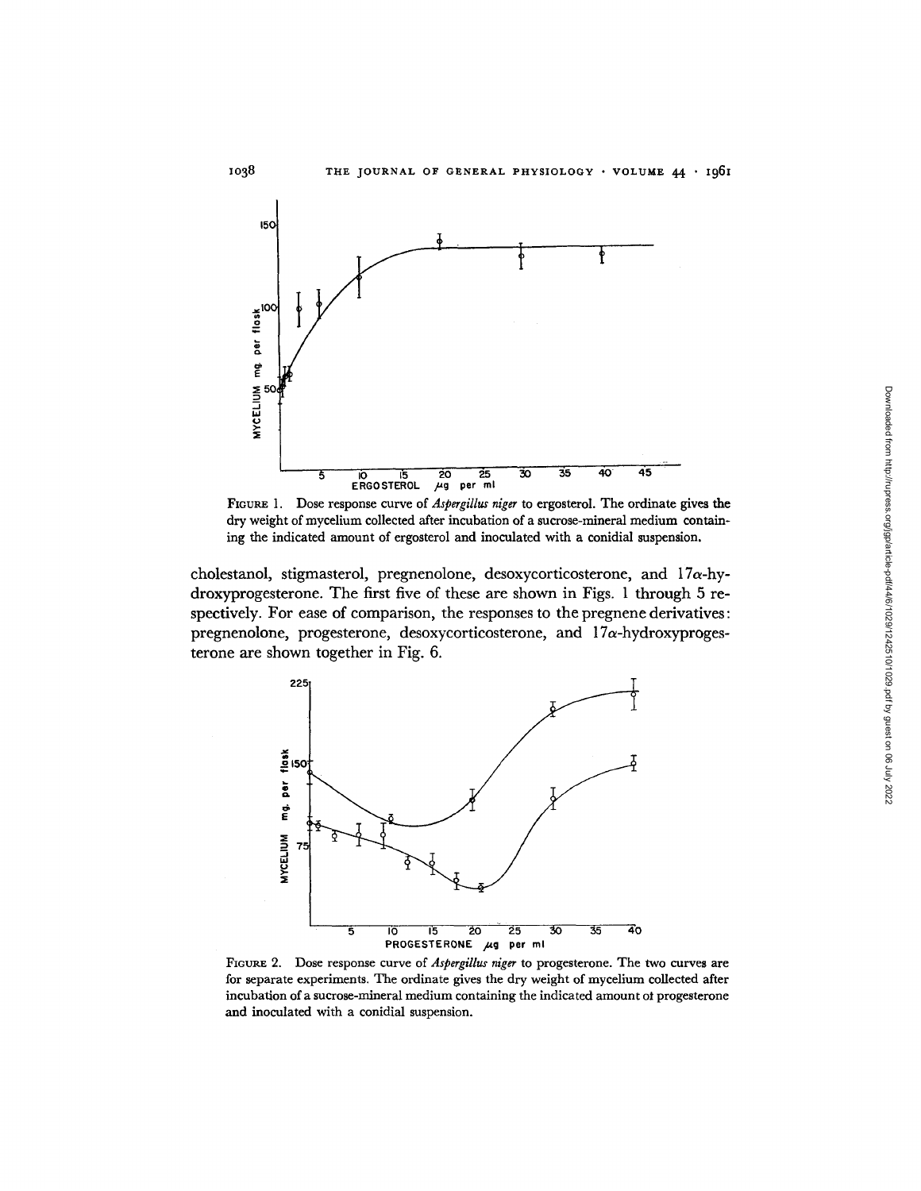FIGURE 1. Dose response curve of *Aspergillus niger* to ergosterol. The ordinate gives the dry weight of mycelium collected after incubation of a sucrose-mineral medium containing the indicated amount of ergosterol and inoculated with a conidial suspension.

cholestanol, stigmasterol, pregnenolone, desoxycorticosterone, and 17α-hydroxyprogesterone. The first five of these are shown in Figs. 1 through 5 respectively. For ease of comparison, the responses to the pregnene derivatives: pregnenolone, progesterone, desoxycorticosterone, and 17α-hydroxyprogesterone are shown together in Fig. 6.

FIGURE 2. Dose response curve of *Aspergillus niger* to progesterone. The two curves are for separate experiments. The ordinate gives the dry weight of mycelium collected after incubation of a sucrose-mineral medium containing the indicated amount of progesterone and inoculated with a conidial suspension.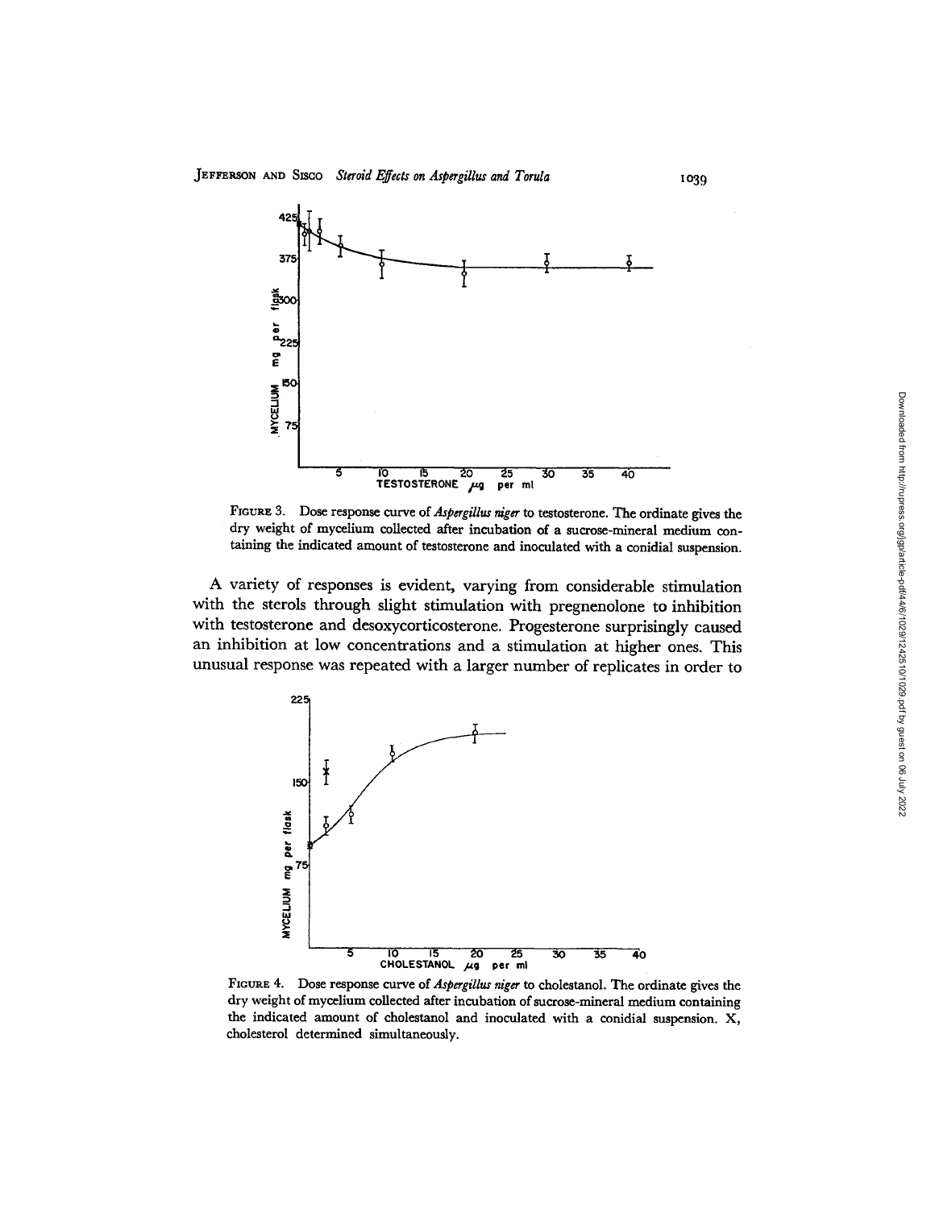FIGURE 3. Dose response curve of *Aspergillus niger* to testosterone. The ordinate gives the dry weight of mycelium collected after incubation of a sucrose-mineral medium containing the indicated amount of testosterone and inoculated with a conidial suspension.

A variety of responses is evident, varying from considerable stimulation with the sterols through slight stimulation with pregnenolone to inhibition with testosterone and desoxycorticosterone. Progesterone surprisingly caused an inhibition at low concentrations and a stimulation at higher ones. This unusual response was repeated with a larger number of replicates in order to

FIGURE 4. Dose response curve of *Aspergillus niger* to cholestanol. The ordinate gives the dry weight of mycelium collected after incubation of sucrose-mineral medium containing the indicated amount of cholestanol and inoculated with a conidial suspension. X, cholesterol determined simultaneously.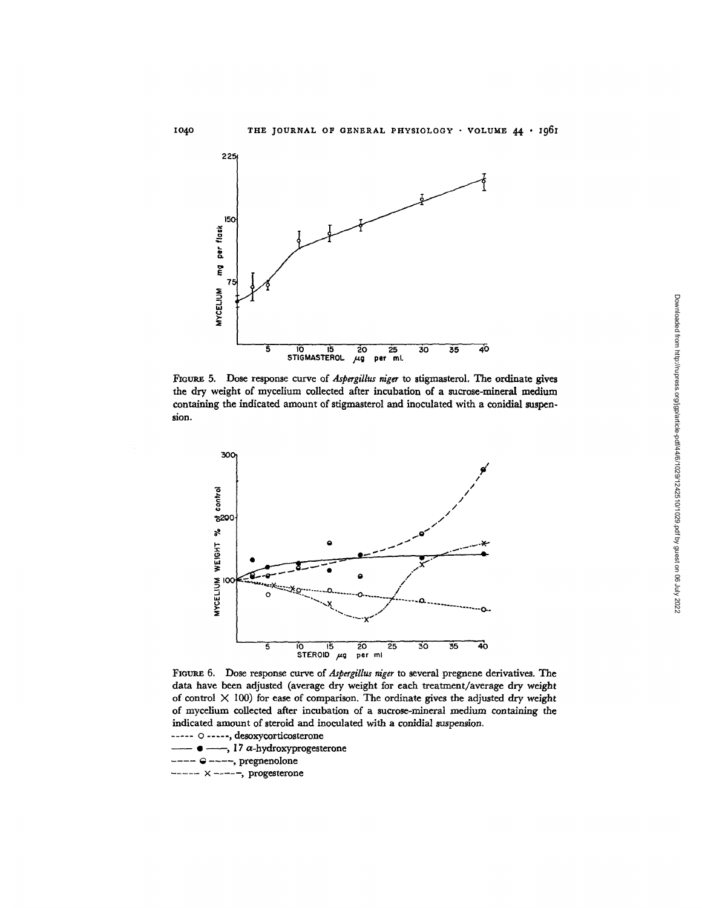FIGURE 5. Dose response curve of *Aspergillus niger* to stigmasterol. The ordinate gives the dry weight of mycelium collected after incubation of a sucrose-mineral medium containing the indicated amount of stigmasterol and inoculated with a conidial suspension.

FIGURE 6. Dose response curve of *Aspergillus niger* to several pregnene derivatives. The data have been adjusted (average dry weight for each treatment/average dry weight of control × 100) for ease of comparison. The ordinate gives the adjusted dry weight of mycelium collected after incubation of a sucrose-mineral medium containing the indicated amount of steroid and inoculated with a conidial suspension.

----- ○ -----, desoxycorticosterone

—— ● ——, 17 α-hydroxyprogesterone

---- ◒ ----, pregnenolone

----- × -----, progesterone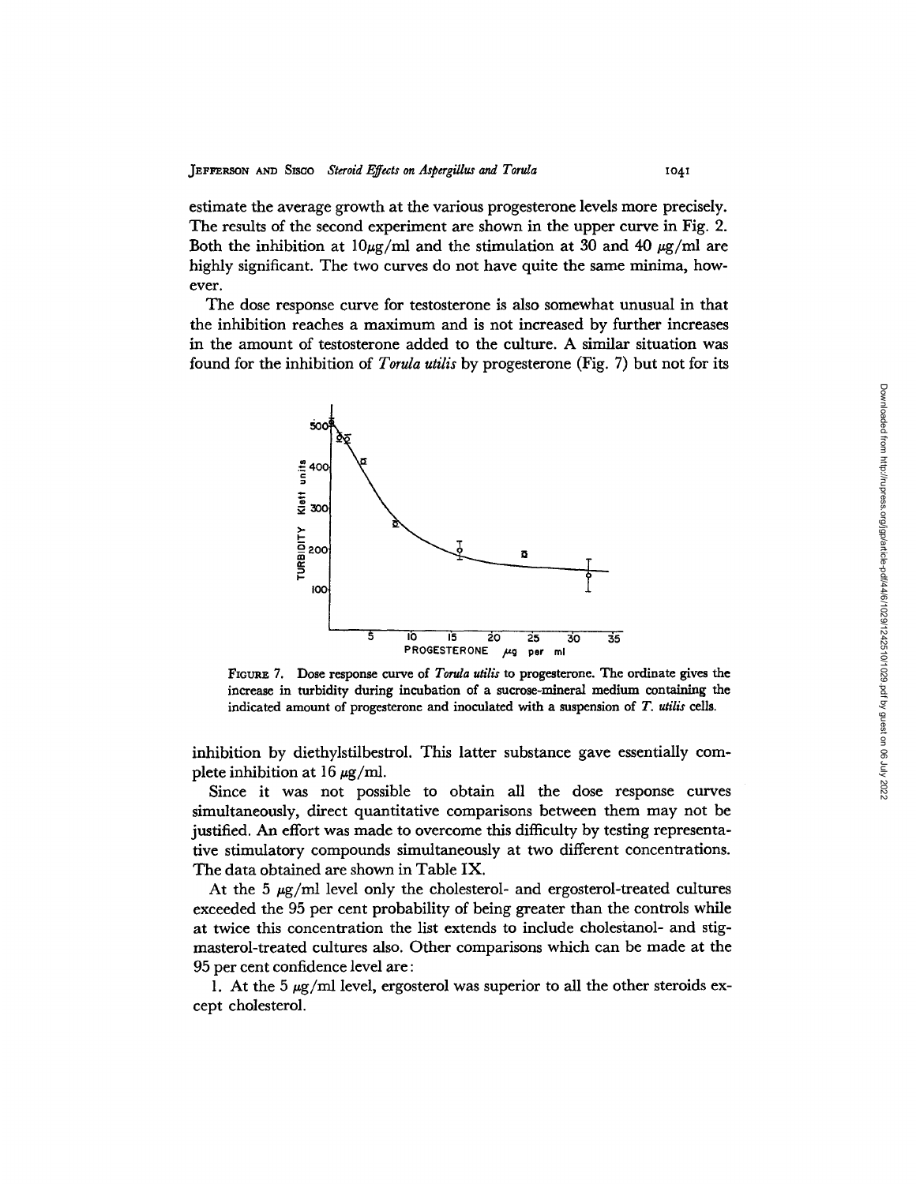estimate the average growth at the various progesterone levels more precisely. The results of the second experiment are shown in the upper curve in Fig. 2. Both the inhibition at 10μg/ml and the stimulation at 30 and 40 μg/ml are highly significant. The two curves do not have quite the same minima, however.

The dose response curve for testosterone is also somewhat unusual in that the inhibition reaches a maximum and is not increased by further increases in the amount of testosterone added to the culture. A similar situation was found for the inhibition of *Torula utilis* by progesterone (Fig. 7) but not for its

FIGURE 7. Dose response curve of *Torula utilis* to progesterone. The ordinate gives the increase in turbidity during incubation of a sucrose-mineral medium containing the indicated amount of progesterone and inoculated with a suspension of *T. utilis* cells.

inhibition by diethylstilbestrol. This latter substance gave essentially complete inhibition at 16 μg/ml.

Since it was not possible to obtain all the dose response curves simultaneously, direct quantitative comparisons between them may not be justified. An effort was made to overcome this difficulty by testing representative stimulatory compounds simultaneously at two different concentrations. The data obtained are shown in Table IX.

At the 5 μg/ml level only the cholesterol- and ergosterol-treated cultures exceeded the 95 per cent probability of being greater than the controls while at twice this concentration the list extends to include cholestanol- and stigmasterol-treated cultures also. Other comparisons which can be made at the 95 per cent confidence level are:

1. At the 5 μg/ml level, ergosterol was superior to all the other steroids except cholesterol.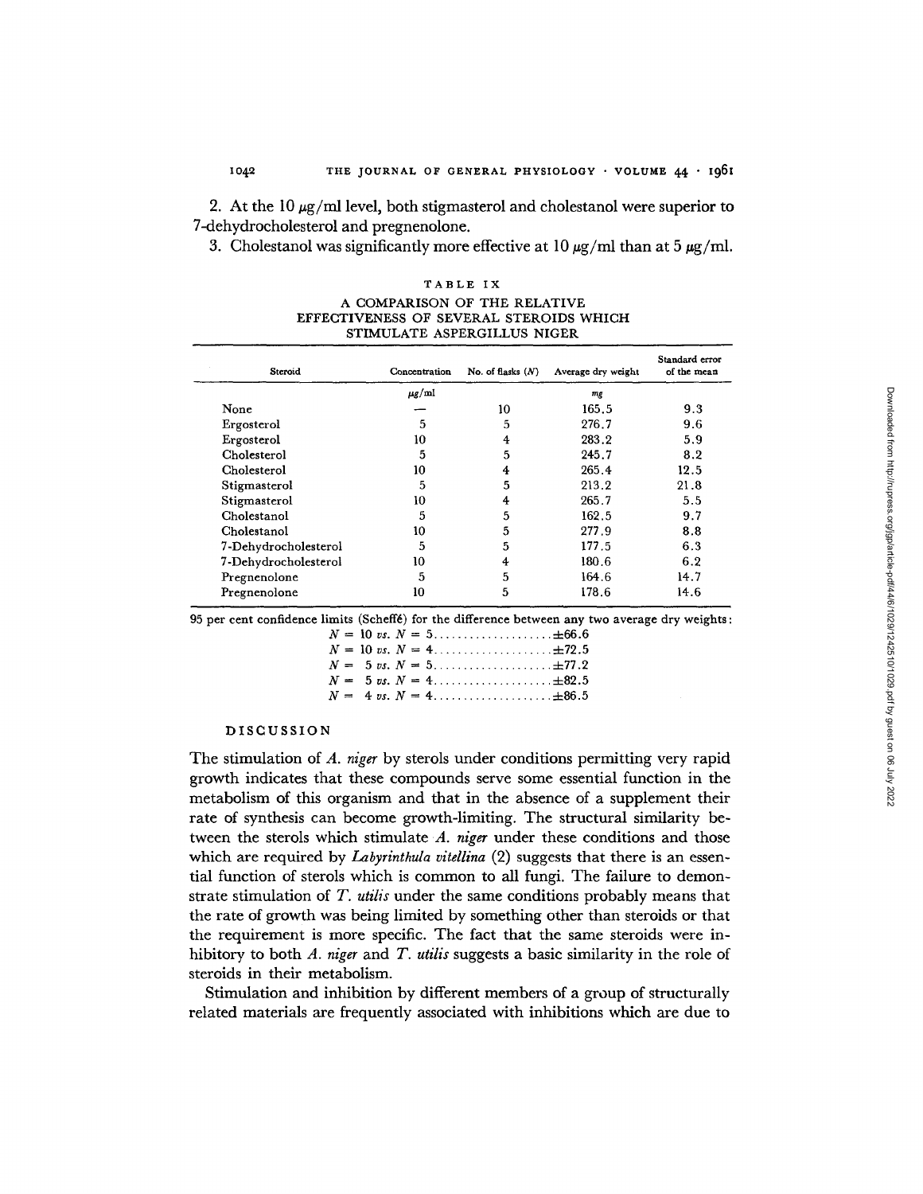2. At the 10 μg/ml level, both stigmasterol and cholestanol were superior to 7-dehydrocholesterol and pregnenolone.

3. Cholestanol was significantly more effective at 10 μg/ml than at 5 μg/ml.

TABLE IX

A COMPARISON OF THE RELATIVE EFFECTIVENESS OF SEVERAL STEROIDS WHICH STIMULATE ASPERGILLUS NIGER

| Steroid | Concentration | No. of flasks ($N$) | Average dry weight | Standard error of the mean |
|---|---|---|---|---|
| | μg/ml | | mg | |
| None | — | 10 | 165.5 | 9.3 |
| Ergosterol | 5 | 5 | 276.7 | 9.6 |
| Ergosterol | 10 | 4 | 283.2 | 5.9 |
| Cholesterol | 5 | 5 | 245.7 | 8.2 |
| Cholesterol | 10 | 4 | 265.4 | 12.5 |
| Stigmasterol | 5 | 5 | 213.2 | 21.8 |
| Stigmasterol | 10 | 4 | 265.7 | 5.5 |
| Cholestanol | 5 | 5 | 162.5 | 9.7 |
| Cholestanol | 10 | 5 | 277.9 | 8.8 |
| 7-Dehydrocholesterol | 5 | 5 | 177.5 | 6.3 |
| 7-Dehydrocholesterol | 10 | 4 | 180.6 | 6.2 |
| Pregnenolone | 5 | 5 | 164.6 | 14.7 |
| Pregnenolone | 10 | 5 | 178.6 | 14.6 |

95 per cent confidence limits (Scheffé) for the difference between any two average dry weights:

$N = 10$ *vs.* $N = 5$ .................... ±66.6
$N = 10$ *vs.* $N = 4$ .................... ±72.5
$N = 5$ *vs.* $N = 5$ .................... ±77.2
$N = 5$ *vs.* $N = 4$ .................... ±82.5
$N = 4$ *vs.* $N = 4$ .................... ±86.5

## DISCUSSION

The stimulation of *A. niger* by sterols under conditions permitting very rapid growth indicates that these compounds serve some essential function in the metabolism of this organism and that in the absence of a supplement their rate of synthesis can become growth-limiting. The structural similarity between the sterols which stimulate *A. niger* under these conditions and those which are required by *Labyrinthula vitellina* (2) suggests that there is an essential function of sterols which is common to all fungi. The failure to demonstrate stimulation of *T. utilis* under the same conditions probably means that the rate of growth was being limited by something other than steroids or that the requirement is more specific. The fact that the same steroids were inhibitory to both *A. niger* and *T. utilis* suggests a basic similarity in the role of steroids in their metabolism.

Stimulation and inhibition by different members of a group of structurally related materials are frequently associated with inhibitions which are due to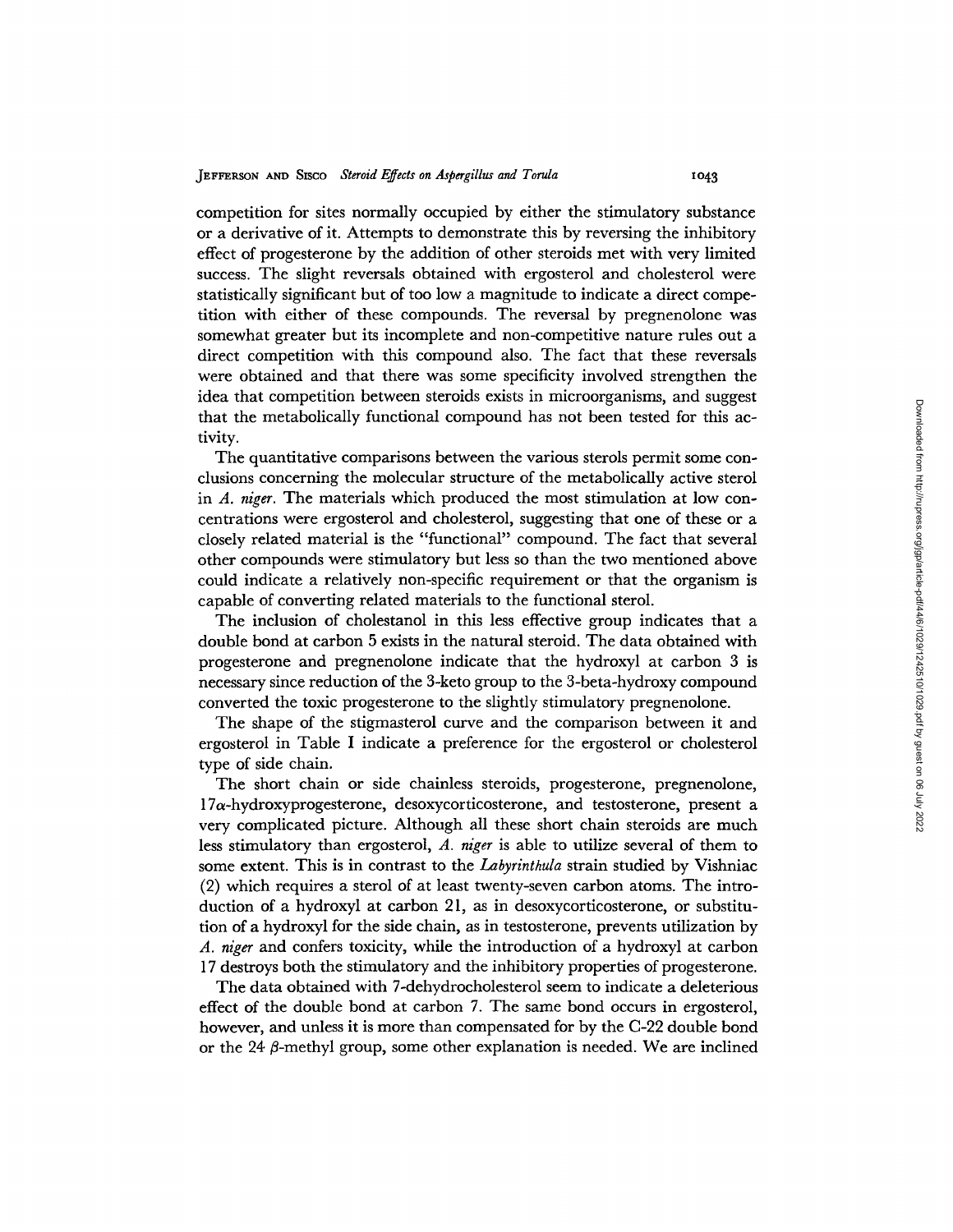competition for sites normally occupied by either the stimulatory substance or a derivative of it. Attempts to demonstrate this by reversing the inhibitory effect of progesterone by the addition of other steroids met with very limited success. The slight reversals obtained with ergosterol and cholesterol were statistically significant but of too low a magnitude to indicate a direct competition with either of these compounds. The reversal by pregnenolone was somewhat greater but its incomplete and non-competitive nature rules out a direct competition with this compound also. The fact that these reversals were obtained and that there was some specificity involved strengthen the idea that competition between steroids exists in microorganisms, and suggest that the metabolically functional compound has not been tested for this activity.

The quantitative comparisons between the various sterols permit some conclusions concerning the molecular structure of the metabolically active sterol in *A. niger*. The materials which produced the most stimulation at low concentrations were ergosterol and cholesterol, suggesting that one of these or a closely related material is the "functional" compound. The fact that several other compounds were stimulatory but less so than the two mentioned above could indicate a relatively non-specific requirement or that the organism is capable of converting related materials to the functional sterol.

The inclusion of cholestanol in this less effective group indicates that a double bond at carbon 5 exists in the natural steroid. The data obtained with progesterone and pregnenolone indicate that the hydroxyl at carbon 3 is necessary since reduction of the 3-keto group to the 3-beta-hydroxy compound converted the toxic progesterone to the slightly stimulatory pregnenolone.

The shape of the stigmasterol curve and the comparison between it and ergosterol in Table I indicate a preference for the ergosterol or cholesterol type of side chain.

The short chain or side chainless steroids, progesterone, pregnenolone, 17$\alpha$-hydroxyprogesterone, desoxycorticosterone, and testosterone, present a very complicated picture. Although all these short chain steroids are much less stimulatory than ergosterol, *A. niger* is able to utilize several of them to some extent. This is in contrast to the *Labyrinthula* strain studied by Vishniac (2) which requires a sterol of at least twenty-seven carbon atoms. The introduction of a hydroxyl at carbon 21, as in desoxycorticosterone, or substitution of a hydroxyl for the side chain, as in testosterone, prevents utilization by *A. niger* and confers toxicity, while the introduction of a hydroxyl at carbon 17 destroys both the stimulatory and the inhibitory properties of progesterone.

The data obtained with 7-dehydrocholesterol seem to indicate a deleterious effect of the double bond at carbon 7. The same bond occurs in ergosterol, however, and unless it is more than compensated for by the C-22 double bond or the 24 $\beta$-methyl group, some other explanation is needed. We are inclined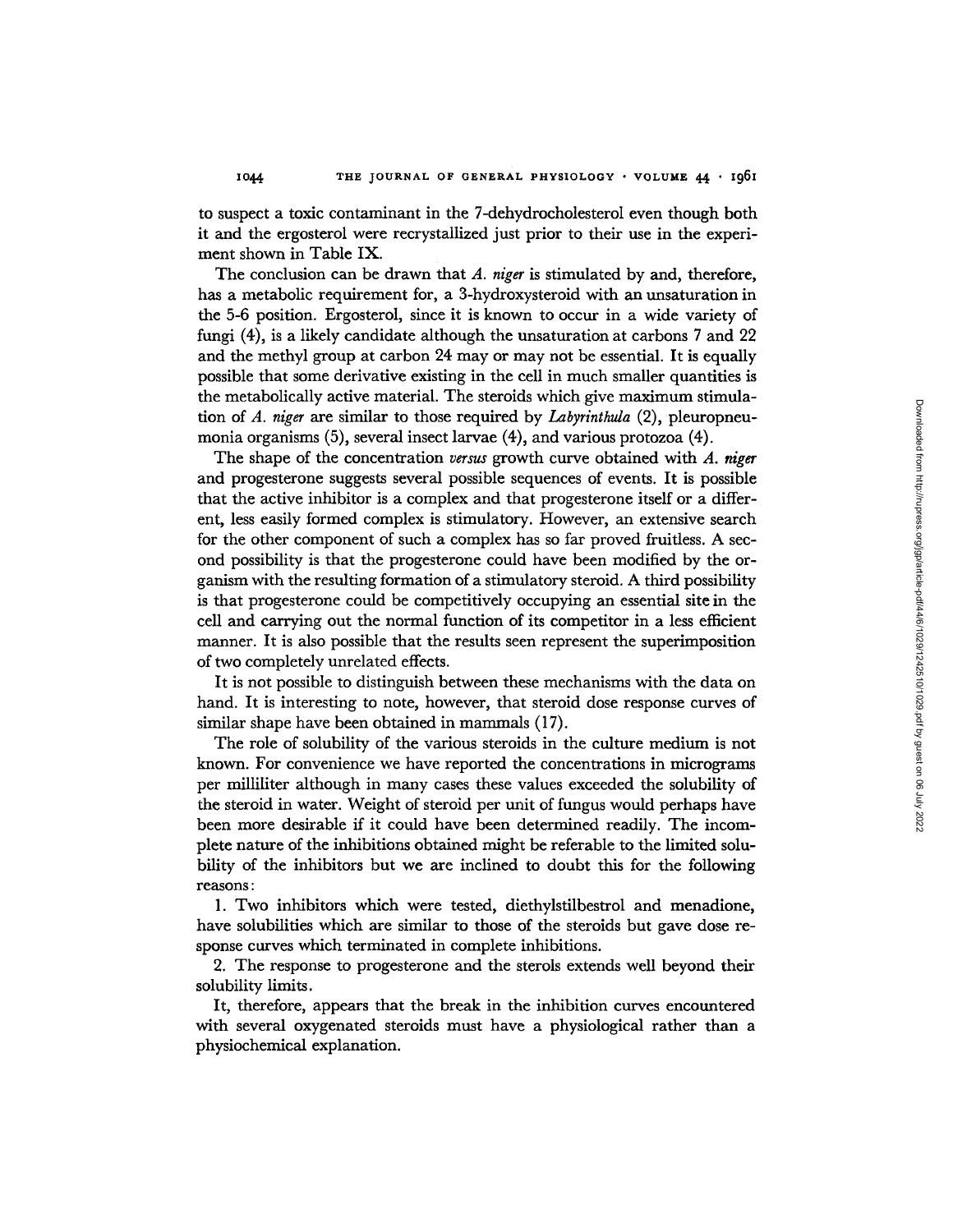to suspect a toxic contaminant in the 7-dehydrocholesterol even though both it and the ergosterol were recrystallized just prior to their use in the experiment shown in Table IX.

The conclusion can be drawn that *A. niger* is stimulated by and, therefore, has a metabolic requirement for, a 3-hydroxysteroid with an unsaturation in the 5-6 position. Ergosterol, since it is known to occur in a wide variety of fungi (4), is a likely candidate although the unsaturation at carbons 7 and 22 and the methyl group at carbon 24 may or may not be essential. It is equally possible that some derivative existing in the cell in much smaller quantities is the metabolically active material. The steroids which give maximum stimulation of *A. niger* are similar to those required by *Labyrinthula* (2), pleuropneumonia organisms (5), several insect larvae (4), and various protozoa (4).

The shape of the concentration *versus* growth curve obtained with *A. niger* and progesterone suggests several possible sequences of events. It is possible that the active inhibitor is a complex and that progesterone itself or a different, less easily formed complex is stimulatory. However, an extensive search for the other component of such a complex has so far proved fruitless. A second possibility is that the progesterone could have been modified by the organism with the resulting formation of a stimulatory steroid. A third possibility is that progesterone could be competitively occupying an essential site in the cell and carrying out the normal function of its competitor in a less efficient manner. It is also possible that the results seen represent the superimposition of two completely unrelated effects.

It is not possible to distinguish between these mechanisms with the data on hand. It is interesting to note, however, that steroid dose response curves of similar shape have been obtained in mammals (17).

The role of solubility of the various steroids in the culture medium is not known. For convenience we have reported the concentrations in micrograms per milliliter although in many cases these values exceeded the solubility of the steroid in water. Weight of steroid per unit of fungus would perhaps have been more desirable if it could have been determined readily. The incomplete nature of the inhibitions obtained might be referable to the limited solubility of the inhibitors but we are inclined to doubt this for the following reasons:

1. Two inhibitors which were tested, diethylstilbestrol and menadione, have solubilities which are similar to those of the steroids but gave dose response curves which terminated in complete inhibitions.

2. The response to progesterone and the sterols extends well beyond their solubility limits.

It, therefore, appears that the break in the inhibition curves encountered with several oxygenated steroids must have a physiological rather than a physiochemical explanation.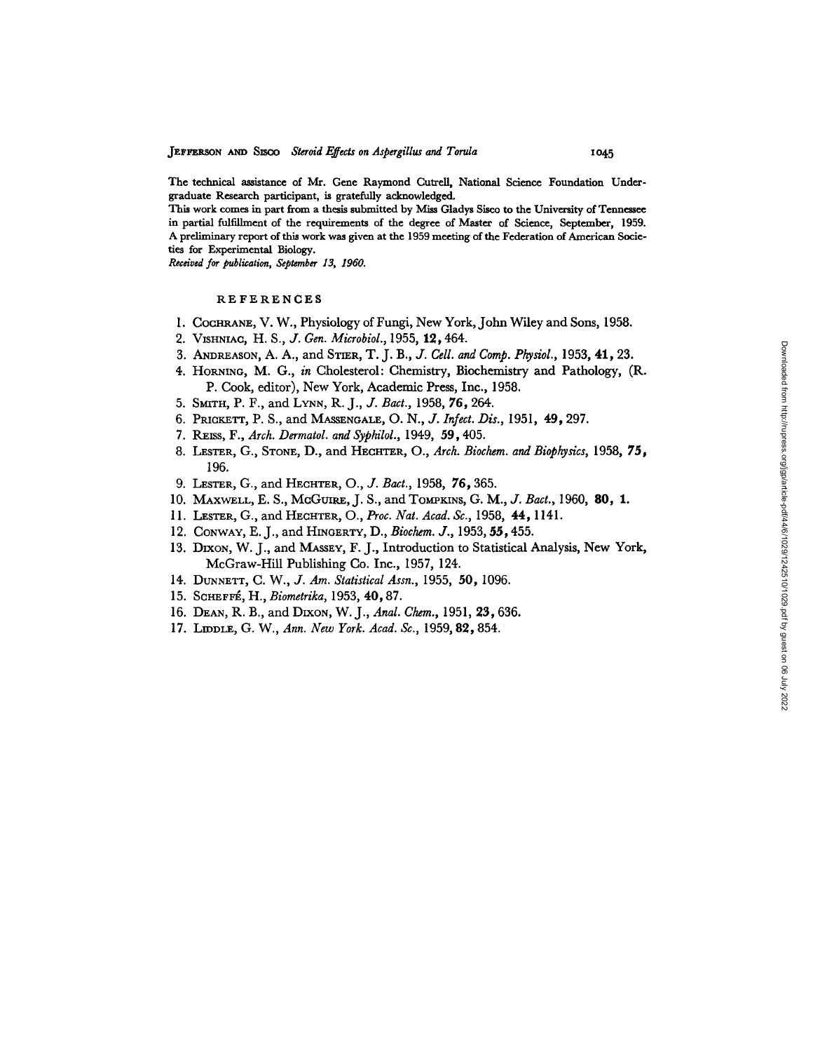The technical assistance of Mr. Gene Raymond Cutrell, National Science Foundation Undergraduate Research participant, is gratefully acknowledged.

This work comes in part from a thesis submitted by Miss Gladys Sisco to the University of Tennessee in partial fulfillment of the requirements of the degree of Master of Science, September, 1959. A preliminary report of this work was given at the 1959 meeting of the Federation of American Societies for Experimental Biology.

*Received for publication, September 13, 1960.*

## REFERENCES

1. Cochrane, V. W., Physiology of Fungi, New York, John Wiley and Sons, 1958.
2. Vishniac, H. S., *J. Gen. Microbiol.*, 1955, **12**, 464.
3. Andreason, A. A., and Stier, T. J. B., *J. Cell. and Comp. Physiol.*, 1953, **41**, 23.
4. Horning, M. G., *in* Cholesterol: Chemistry, Biochemistry and Pathology, (R. P. Cook, editor), New York, Academic Press, Inc., 1958.
5. Smith, P. F., and Lynn, R. J., *J. Bact.*, 1958, **76**, 264.
6. Prickett, P. S., and Massengale, O. N., *J. Infect. Dis.*, 1951, **49**, 297.
7. Reiss, F., *Arch. Dermatol. and Syphilol.*, 1949, **59**, 405.
8. Lester, G., Stone, D., and Hechter, O., *Arch. Biochem. and Biophysics*, 1958, **75**, 196.
9. Lester, G., and Hechter, O., *J. Bact.*, 1958, **76**, 365.
10. Maxwell, E. S., McGuire, J. S., and Tompkins, G. M., *J. Bact.*, 1960, **80**, **1**.
11. Lester, G., and Hechter, O., *Proc. Nat. Acad. Sc.*, 1958, **44**, 1141.
12. Conway, E. J., and Hingerty, D., *Biochem. J.*, 1953, **55**, 455.
13. Dixon, W. J., and Massey, F. J., Introduction to Statistical Analysis, New York, McGraw-Hill Publishing Co. Inc., 1957, 124.
14. Dunnett, C. W., *J. Am. Statistical Assn.*, 1955, **50**, 1096.
15. Scheffé, H., *Biometrika*, 1953, **40**, 87.
16. Dean, R. B., and Dixon, W. J., *Anal. Chem.*, 1951, **23**, 636.
17. Liddle, G. W., *Ann. New York. Acad. Sc.*, 1959, **82**, 854.